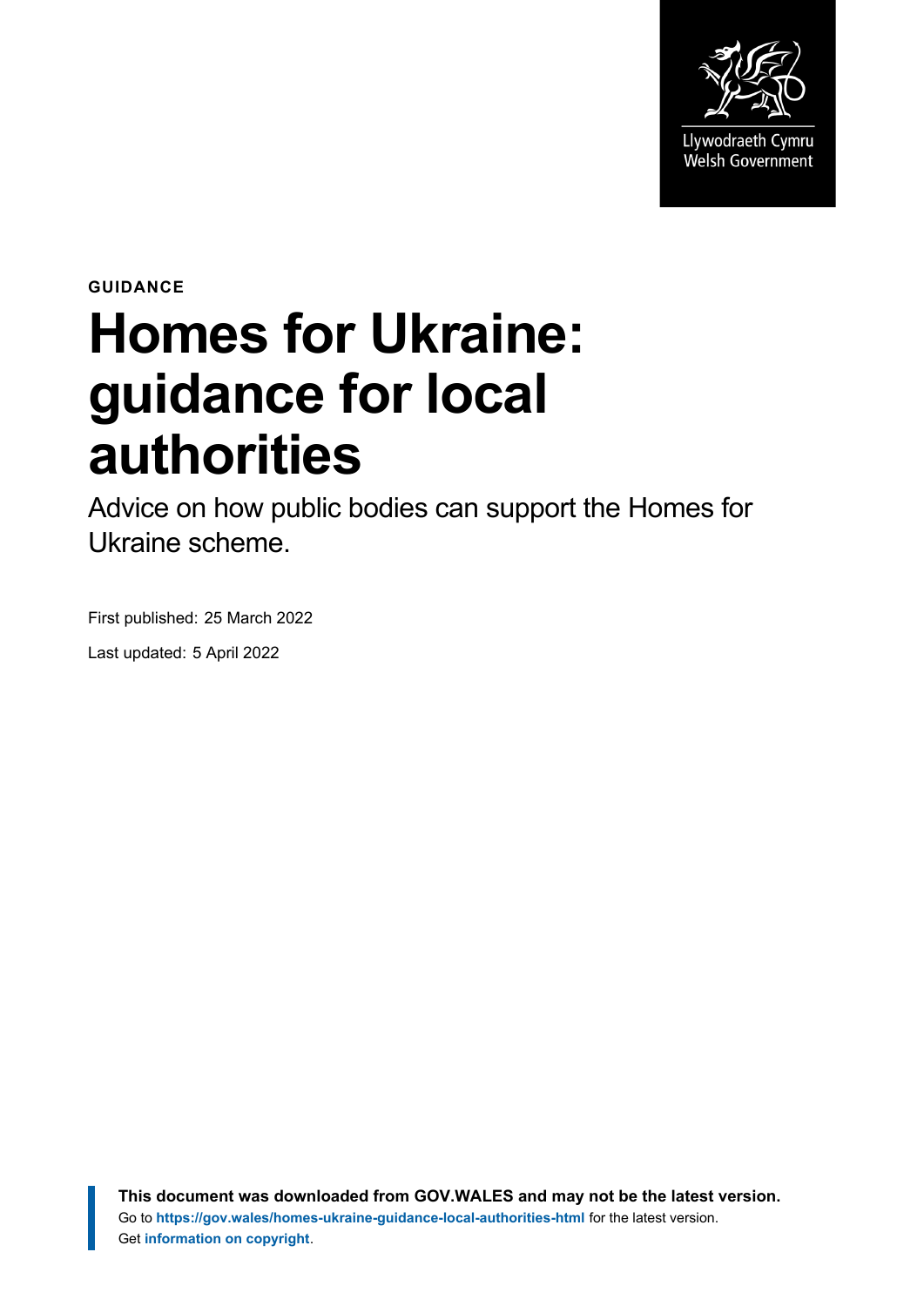Llywodraeth Cymru
Welsh Government

**GUIDANCE**

# Homes for Ukraine: guidance for local authorities

Advice on how public bodies can support the Homes for Ukraine scheme.

First published: 25 March 2022

Last updated: 5 April 2022

**This document was downloaded from GOV.WALES and may not be the latest version.**
Go to **https://gov.wales/homes-ukraine-guidance-local-authorities-html** for the latest version.
Get **information on copyright**.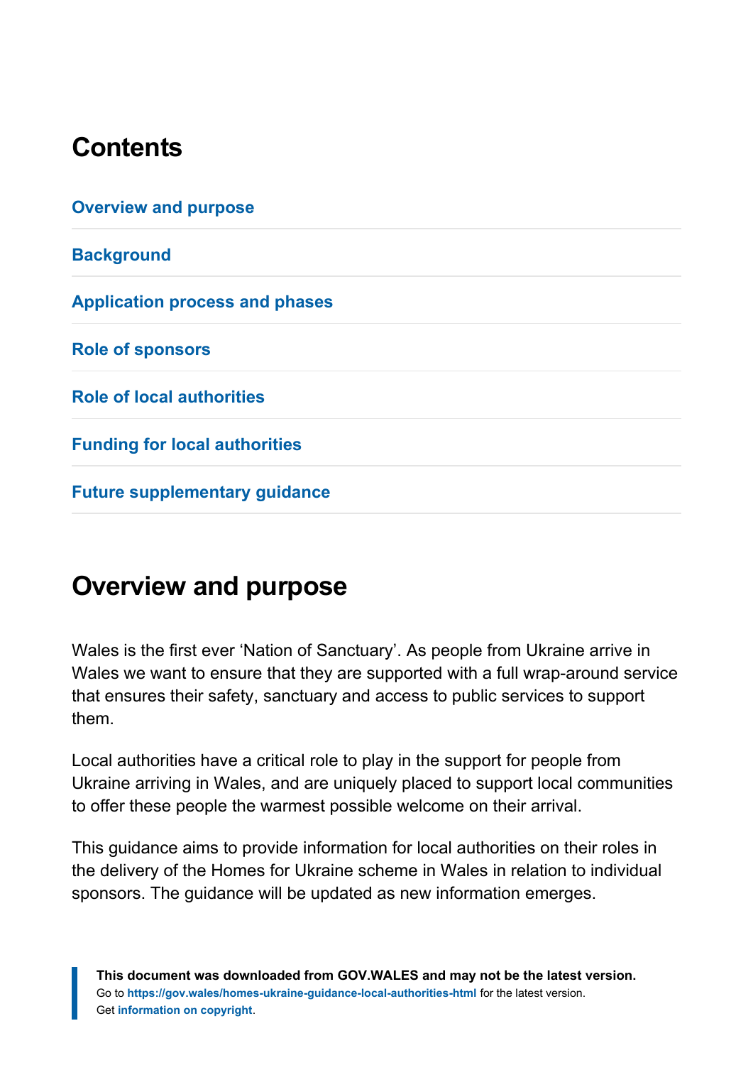## Contents

Overview and purpose

Background

Application process and phases

Role of sponsors

Role of local authorities

Funding for local authorities

Future supplementary guidance

## Overview and purpose

Wales is the first ever 'Nation of Sanctuary'. As people from Ukraine arrive in Wales we want to ensure that they are supported with a full wrap-around service that ensures their safety, sanctuary and access to public services to support them.

Local authorities have a critical role to play in the support for people from Ukraine arriving in Wales, and are uniquely placed to support local communities to offer these people the warmest possible welcome on their arrival.

This guidance aims to provide information for local authorities on their roles in the delivery of the Homes for Ukraine scheme in Wales in relation to individual sponsors. The guidance will be updated as new information emerges.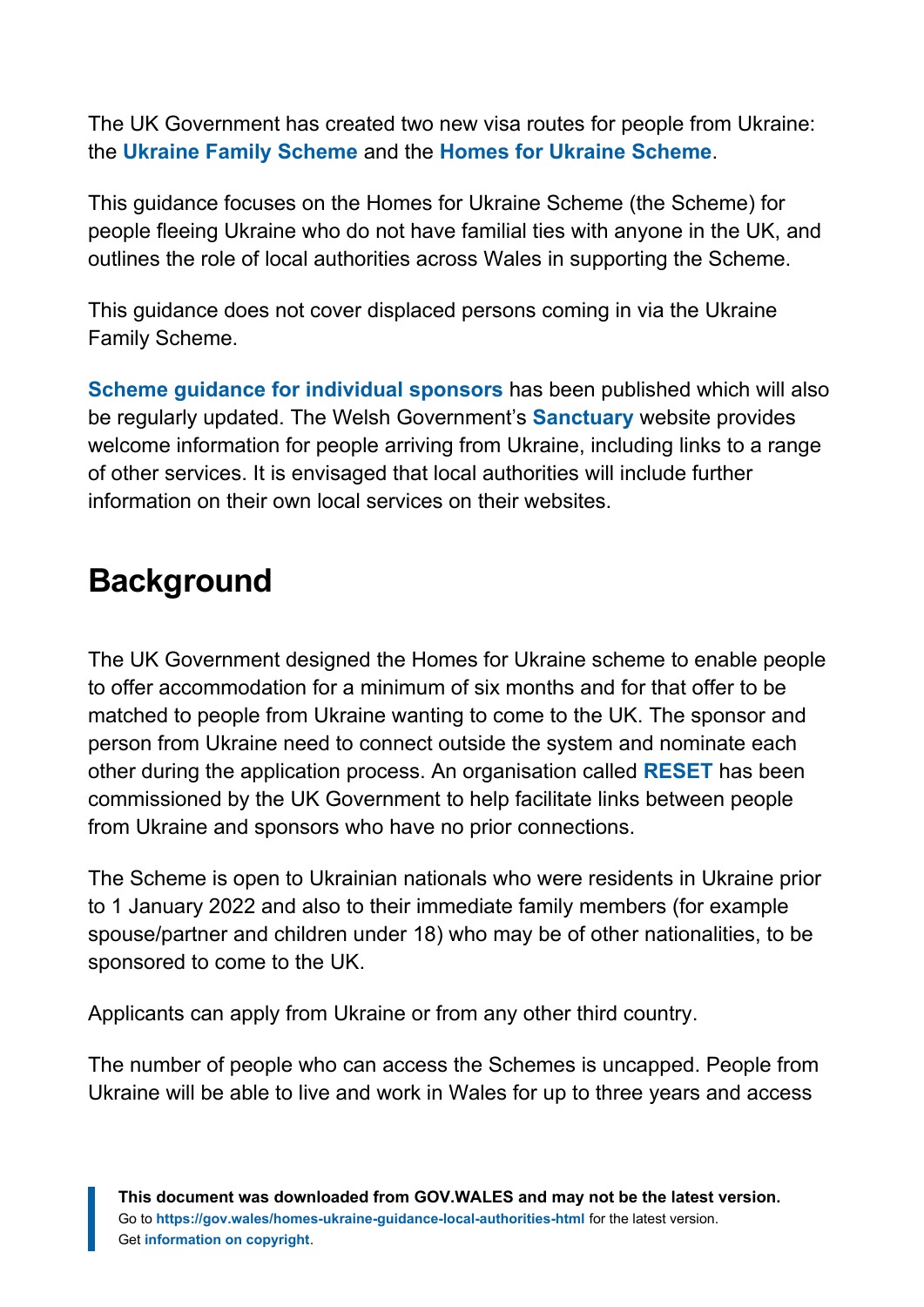The UK Government has created two new visa routes for people from Ukraine: the **Ukraine Family Scheme** and the **Homes for Ukraine Scheme**.

This guidance focuses on the Homes for Ukraine Scheme (the Scheme) for people fleeing Ukraine who do not have familial ties with anyone in the UK, and outlines the role of local authorities across Wales in supporting the Scheme.

This guidance does not cover displaced persons coming in via the Ukraine Family Scheme.

**Scheme guidance for individual sponsors** has been published which will also be regularly updated. The Welsh Government's **Sanctuary** website provides welcome information for people arriving from Ukraine, including links to a range of other services. It is envisaged that local authorities will include further information on their own local services on their websites.

## Background

The UK Government designed the Homes for Ukraine scheme to enable people to offer accommodation for a minimum of six months and for that offer to be matched to people from Ukraine wanting to come to the UK. The sponsor and person from Ukraine need to connect outside the system and nominate each other during the application process. An organisation called **RESET** has been commissioned by the UK Government to help facilitate links between people from Ukraine and sponsors who have no prior connections.

The Scheme is open to Ukrainian nationals who were residents in Ukraine prior to 1 January 2022 and also to their immediate family members (for example spouse/partner and children under 18) who may be of other nationalities, to be sponsored to come to the UK.

Applicants can apply from Ukraine or from any other third country.

The number of people who can access the Schemes is uncapped. People from Ukraine will be able to live and work in Wales for up to three years and access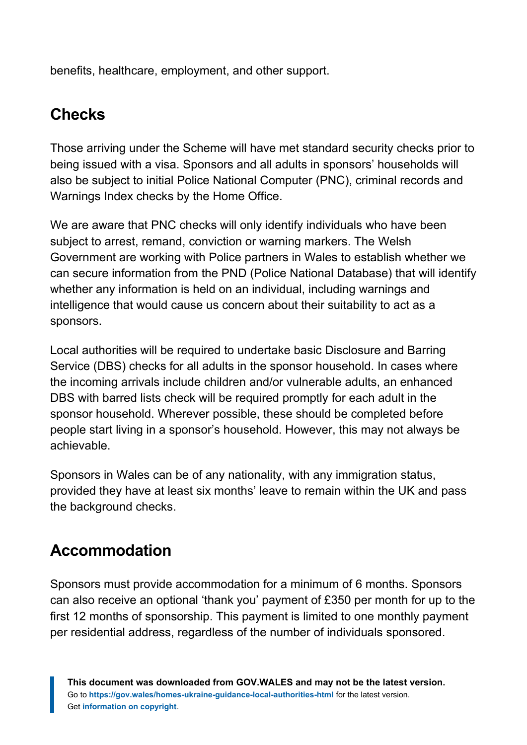benefits, healthcare, employment, and other support.

## Checks

Those arriving under the Scheme will have met standard security checks prior to being issued with a visa. Sponsors and all adults in sponsors' households will also be subject to initial Police National Computer (PNC), criminal records and Warnings Index checks by the Home Office.

We are aware that PNC checks will only identify individuals who have been subject to arrest, remand, conviction or warning markers. The Welsh Government are working with Police partners in Wales to establish whether we can secure information from the PND (Police National Database) that will identify whether any information is held on an individual, including warnings and intelligence that would cause us concern about their suitability to act as a sponsors.

Local authorities will be required to undertake basic Disclosure and Barring Service (DBS) checks for all adults in the sponsor household. In cases where the incoming arrivals include children and/or vulnerable adults, an enhanced DBS with barred lists check will be required promptly for each adult in the sponsor household. Wherever possible, these should be completed before people start living in a sponsor's household. However, this may not always be achievable.

Sponsors in Wales can be of any nationality, with any immigration status, provided they have at least six months' leave to remain within the UK and pass the background checks.

## Accommodation

Sponsors must provide accommodation for a minimum of 6 months. Sponsors can also receive an optional 'thank you' payment of £350 per month for up to the first 12 months of sponsorship. This payment is limited to one monthly payment per residential address, regardless of the number of individuals sponsored.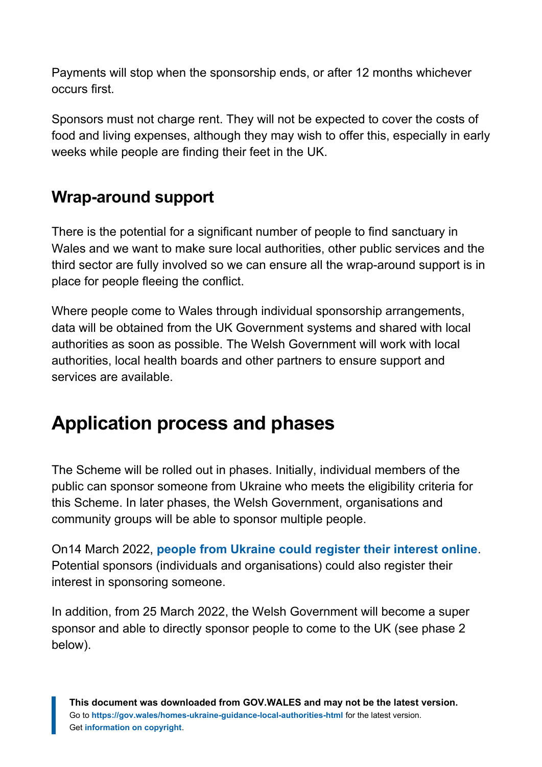Payments will stop when the sponsorship ends, or after 12 months whichever occurs first.

Sponsors must not charge rent. They will not be expected to cover the costs of food and living expenses, although they may wish to offer this, especially in early weeks while people are finding their feet in the UK.

### Wrap-around support

There is the potential for a significant number of people to find sanctuary in Wales and we want to make sure local authorities, other public services and the third sector are fully involved so we can ensure all the wrap-around support is in place for people fleeing the conflict.

Where people come to Wales through individual sponsorship arrangements, data will be obtained from the UK Government systems and shared with local authorities as soon as possible. The Welsh Government will work with local authorities, local health boards and other partners to ensure support and services are available.

## Application process and phases

The Scheme will be rolled out in phases. Initially, individual members of the public can sponsor someone from Ukraine who meets the eligibility criteria for this Scheme. In later phases, the Welsh Government, organisations and community groups will be able to sponsor multiple people.

On14 March 2022, **people from Ukraine could register their interest online**. Potential sponsors (individuals and organisations) could also register their interest in sponsoring someone.

In addition, from 25 March 2022, the Welsh Government will become a super sponsor and able to directly sponsor people to come to the UK (see phase 2 below).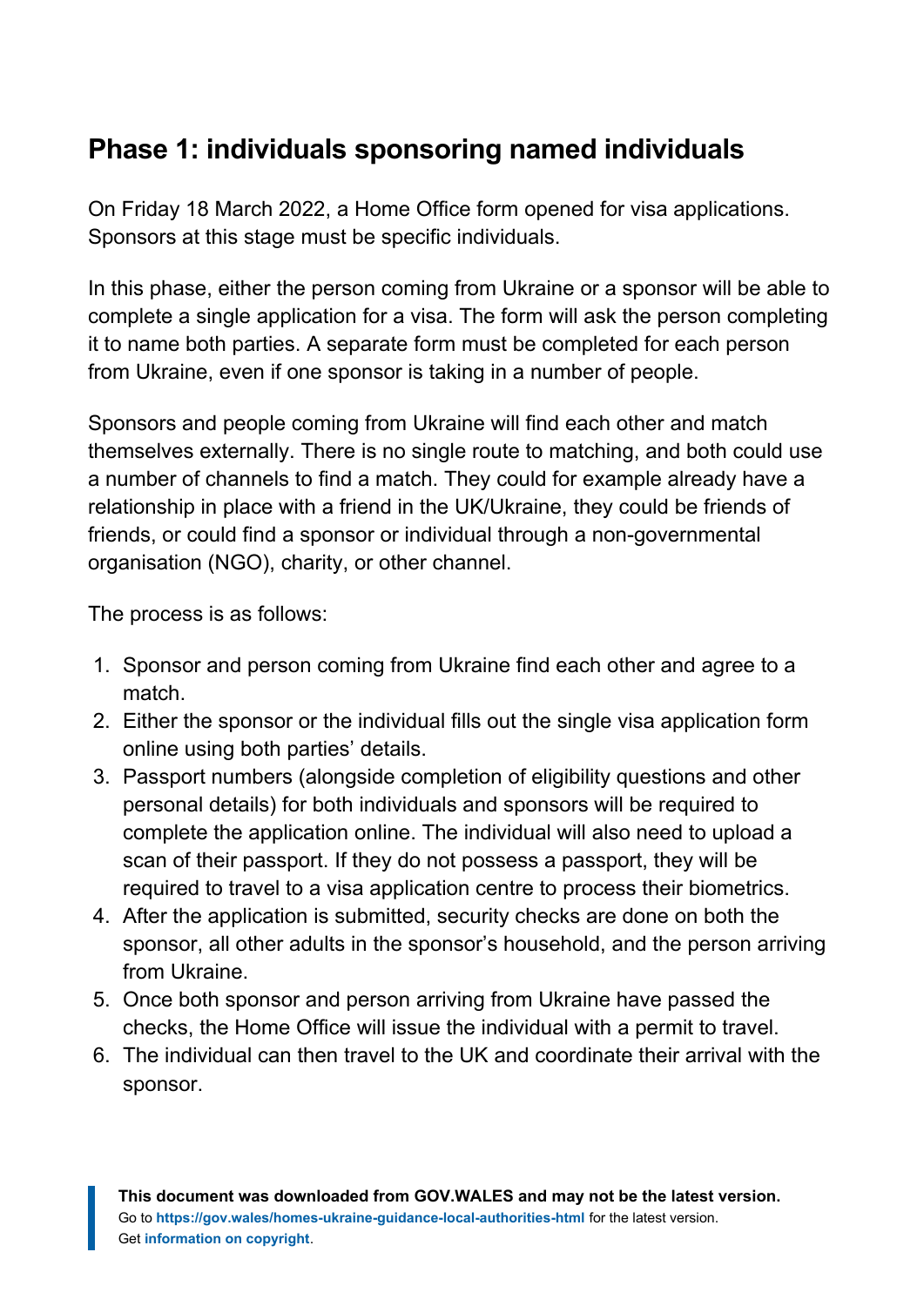## Phase 1: individuals sponsoring named individuals

On Friday 18 March 2022, a Home Office form opened for visa applications. Sponsors at this stage must be specific individuals.

In this phase, either the person coming from Ukraine or a sponsor will be able to complete a single application for a visa. The form will ask the person completing it to name both parties. A separate form must be completed for each person from Ukraine, even if one sponsor is taking in a number of people.

Sponsors and people coming from Ukraine will find each other and match themselves externally. There is no single route to matching, and both could use a number of channels to find a match. They could for example already have a relationship in place with a friend in the UK/Ukraine, they could be friends of friends, or could find a sponsor or individual through a non-governmental organisation (NGO), charity, or other channel.

The process is as follows:

1. Sponsor and person coming from Ukraine find each other and agree to a match.
2. Either the sponsor or the individual fills out the single visa application form online using both parties' details.
3. Passport numbers (alongside completion of eligibility questions and other personal details) for both individuals and sponsors will be required to complete the application online. The individual will also need to upload a scan of their passport. If they do not possess a passport, they will be required to travel to a visa application centre to process their biometrics.
4. After the application is submitted, security checks are done on both the sponsor, all other adults in the sponsor's household, and the person arriving from Ukraine.
5. Once both sponsor and person arriving from Ukraine have passed the checks, the Home Office will issue the individual with a permit to travel.
6. The individual can then travel to the UK and coordinate their arrival with the sponsor.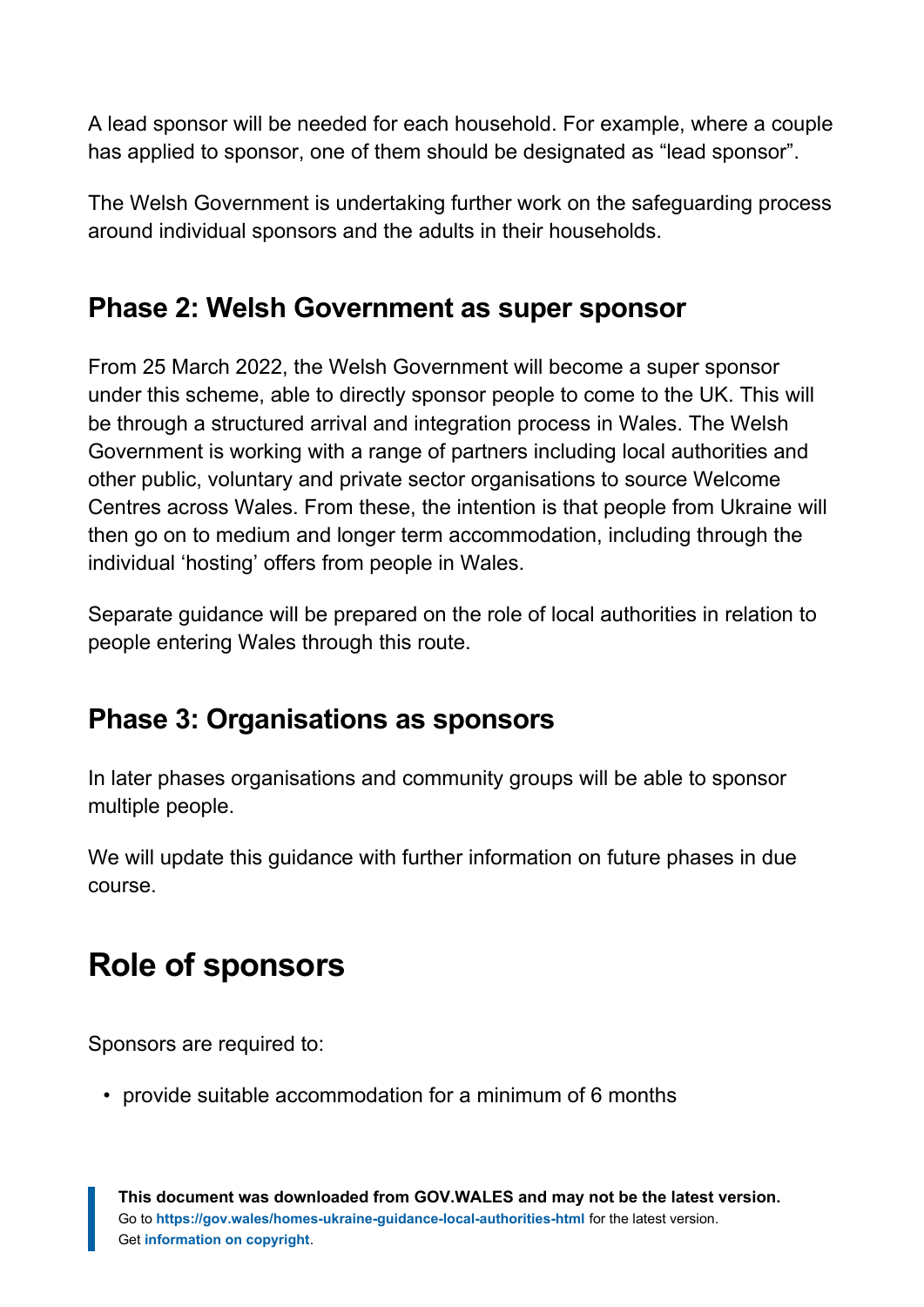A lead sponsor will be needed for each household. For example, where a couple has applied to sponsor, one of them should be designated as “lead sponsor”.

The Welsh Government is undertaking further work on the safeguarding process around individual sponsors and the adults in their households.

### Phase 2: Welsh Government as super sponsor

From 25 March 2022, the Welsh Government will become a super sponsor under this scheme, able to directly sponsor people to come to the UK. This will be through a structured arrival and integration process in Wales. The Welsh Government is working with a range of partners including local authorities and other public, voluntary and private sector organisations to source Welcome Centres across Wales. From these, the intention is that people from Ukraine will then go on to medium and longer term accommodation, including through the individual ‘hosting’ offers from people in Wales.

Separate guidance will be prepared on the role of local authorities in relation to people entering Wales through this route.

### Phase 3: Organisations as sponsors

In later phases organisations and community groups will be able to sponsor multiple people.

We will update this guidance with further information on future phases in due course.

## Role of sponsors

Sponsors are required to:

- provide suitable accommodation for a minimum of 6 months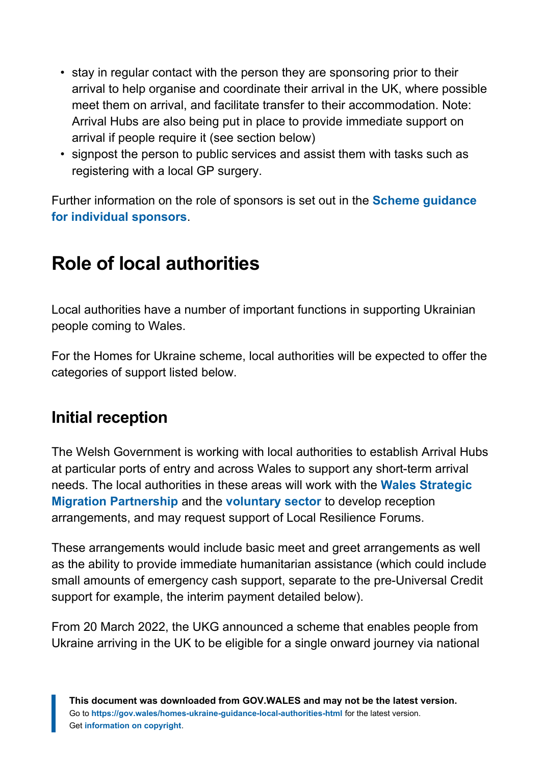- stay in regular contact with the person they are sponsoring prior to their arrival to help organise and coordinate their arrival in the UK, where possible meet them on arrival, and facilitate transfer to their accommodation. Note: Arrival Hubs are also being put in place to provide immediate support on arrival if people require it (see section below)
- signpost the person to public services and assist them with tasks such as registering with a local GP surgery.

Further information on the role of sponsors is set out in the **Scheme guidance for individual sponsors**.

## Role of local authorities

Local authorities have a number of important functions in supporting Ukrainian people coming to Wales.

For the Homes for Ukraine scheme, local authorities will be expected to offer the categories of support listed below.

### Initial reception

The Welsh Government is working with local authorities to establish Arrival Hubs at particular ports of entry and across Wales to support any short-term arrival needs. The local authorities in these areas will work with the **Wales Strategic Migration Partnership** and the **voluntary sector** to develop reception arrangements, and may request support of Local Resilience Forums.

These arrangements would include basic meet and greet arrangements as well as the ability to provide immediate humanitarian assistance (which could include small amounts of emergency cash support, separate to the pre-Universal Credit support for example, the interim payment detailed below).

From 20 March 2022, the UKG announced a scheme that enables people from Ukraine arriving in the UK to be eligible for a single onward journey via national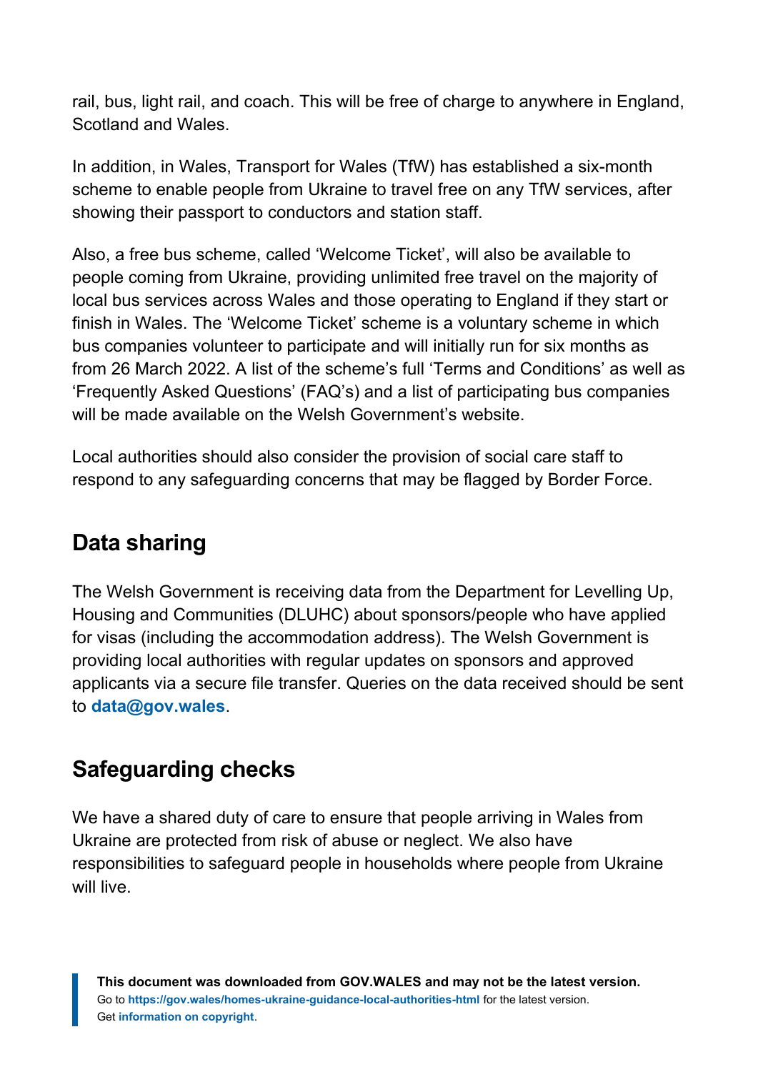rail, bus, light rail, and coach. This will be free of charge to anywhere in England, Scotland and Wales.

In addition, in Wales, Transport for Wales (TfW) has established a six-month scheme to enable people from Ukraine to travel free on any TfW services, after showing their passport to conductors and station staff.

Also, a free bus scheme, called 'Welcome Ticket', will also be available to people coming from Ukraine, providing unlimited free travel on the majority of local bus services across Wales and those operating to England if they start or finish in Wales. The 'Welcome Ticket' scheme is a voluntary scheme in which bus companies volunteer to participate and will initially run for six months as from 26 March 2022. A list of the scheme's full 'Terms and Conditions' as well as 'Frequently Asked Questions' (FAQ's) and a list of participating bus companies will be made available on the Welsh Government's website.

Local authorities should also consider the provision of social care staff to respond to any safeguarding concerns that may be flagged by Border Force.

## Data sharing

The Welsh Government is receiving data from the Department for Levelling Up, Housing and Communities (DLUHC) about sponsors/people who have applied for visas (including the accommodation address). The Welsh Government is providing local authorities with regular updates on sponsors and approved applicants via a secure file transfer. Queries on the data received should be sent to **data@gov.wales**.

## Safeguarding checks

We have a shared duty of care to ensure that people arriving in Wales from Ukraine are protected from risk of abuse or neglect. We also have responsibilities to safeguard people in households where people from Ukraine will live.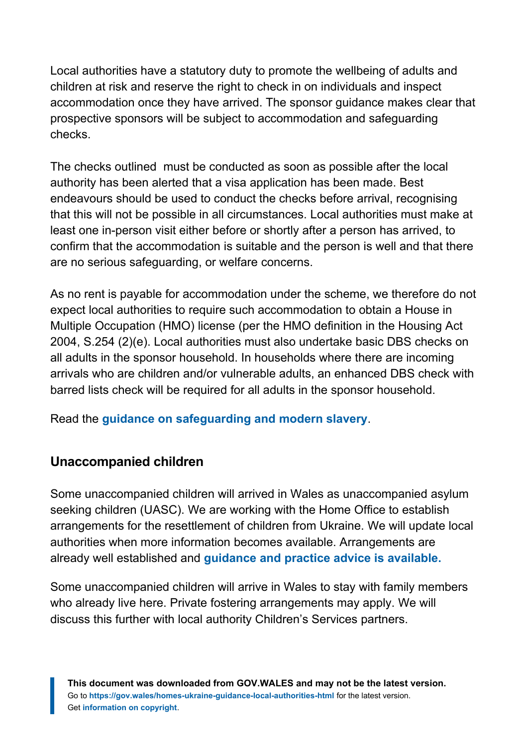Local authorities have a statutory duty to promote the wellbeing of adults and children at risk and reserve the right to check in on individuals and inspect accommodation once they have arrived. The sponsor guidance makes clear that prospective sponsors will be subject to accommodation and safeguarding checks.

The checks outlined  must be conducted as soon as possible after the local authority has been alerted that a visa application has been made. Best endeavours should be used to conduct the checks before arrival, recognising that this will not be possible in all circumstances. Local authorities must make at least one in-person visit either before or shortly after a person has arrived, to confirm that the accommodation is suitable and the person is well and that there are no serious safeguarding, or welfare concerns.

As no rent is payable for accommodation under the scheme, we therefore do not expect local authorities to require such accommodation to obtain a House in Multiple Occupation (HMO) license (per the HMO definition in the Housing Act 2004, S.254 (2)(e). Local authorities must also undertake basic DBS checks on all adults in the sponsor household. In households where there are incoming arrivals who are children and/or vulnerable adults, an enhanced DBS check with barred lists check will be required for all adults in the sponsor household.

Read the **guidance on safeguarding and modern slavery**.

## Unaccompanied children

Some unaccompanied children will arrived in Wales as unaccompanied asylum seeking children (UASC). We are working with the Home Office to establish arrangements for the resettlement of children from Ukraine. We will update local authorities when more information becomes available. Arrangements are already well established and **guidance and practice advice is available.**

Some unaccompanied children will arrive in Wales to stay with family members who already live here. Private fostering arrangements may apply. We will discuss this further with local authority Children's Services partners.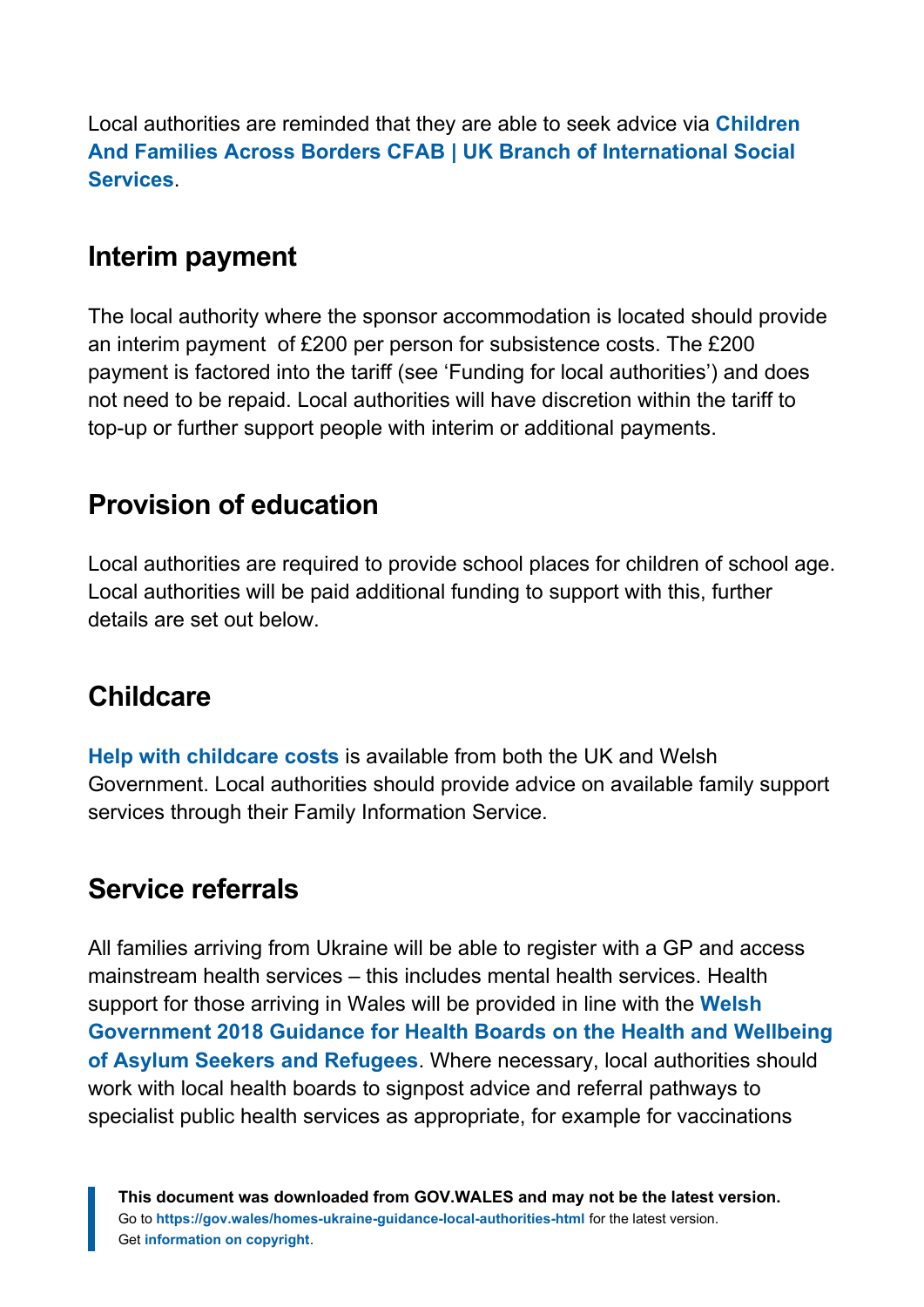Local authorities are reminded that they are able to seek advice via **Children And Families Across Borders CFAB | UK Branch of International Social Services**.

## Interim payment

The local authority where the sponsor accommodation is located should provide an interim payment of £200 per person for subsistence costs. The £200 payment is factored into the tariff (see 'Funding for local authorities') and does not need to be repaid. Local authorities will have discretion within the tariff to top-up or further support people with interim or additional payments.

## Provision of education

Local authorities are required to provide school places for children of school age. Local authorities will be paid additional funding to support with this, further details are set out below.

## Childcare

**Help with childcare costs** is available from both the UK and Welsh Government. Local authorities should provide advice on available family support services through their Family Information Service.

## Service referrals

All families arriving from Ukraine will be able to register with a GP and access mainstream health services – this includes mental health services. Health support for those arriving in Wales will be provided in line with the **Welsh Government 2018 Guidance for Health Boards on the Health and Wellbeing of Asylum Seekers and Refugees**. Where necessary, local authorities should work with local health boards to signpost advice and referral pathways to specialist public health services as appropriate, for example for vaccinations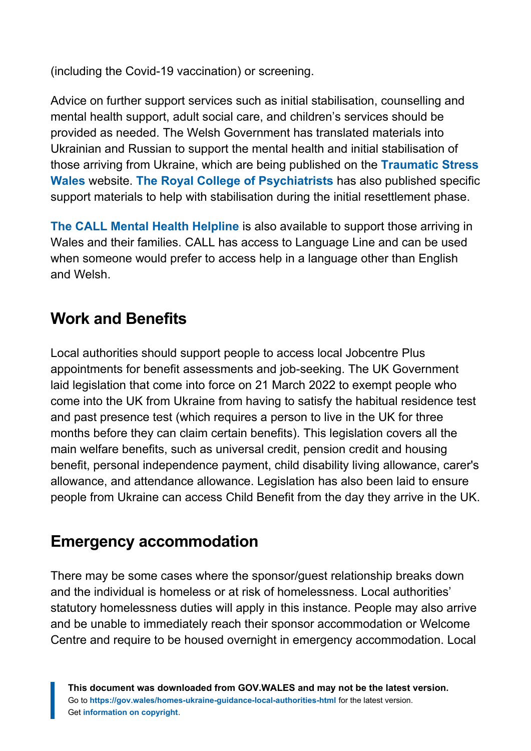(including the Covid-19 vaccination) or screening.

Advice on further support services such as initial stabilisation, counselling and mental health support, adult social care, and children's services should be provided as needed. The Welsh Government has translated materials into Ukrainian and Russian to support the mental health and initial stabilisation of those arriving from Ukraine, which are being published on the **Traumatic Stress Wales** website. **The Royal College of Psychiatrists** has also published specific support materials to help with stabilisation during the initial resettlement phase.

**The CALL Mental Health Helpline** is also available to support those arriving in Wales and their families. CALL has access to Language Line and can be used when someone would prefer to access help in a language other than English and Welsh.

## Work and Benefits

Local authorities should support people to access local Jobcentre Plus appointments for benefit assessments and job-seeking. The UK Government laid legislation that come into force on 21 March 2022 to exempt people who come into the UK from Ukraine from having to satisfy the habitual residence test and past presence test (which requires a person to live in the UK for three months before they can claim certain benefits). This legislation covers all the main welfare benefits, such as universal credit, pension credit and housing benefit, personal independence payment, child disability living allowance, carer's allowance, and attendance allowance. Legislation has also been laid to ensure people from Ukraine can access Child Benefit from the day they arrive in the UK.

## Emergency accommodation

There may be some cases where the sponsor/guest relationship breaks down and the individual is homeless or at risk of homelessness. Local authorities' statutory homelessness duties will apply in this instance. People may also arrive and be unable to immediately reach their sponsor accommodation or Welcome Centre and require to be housed overnight in emergency accommodation. Local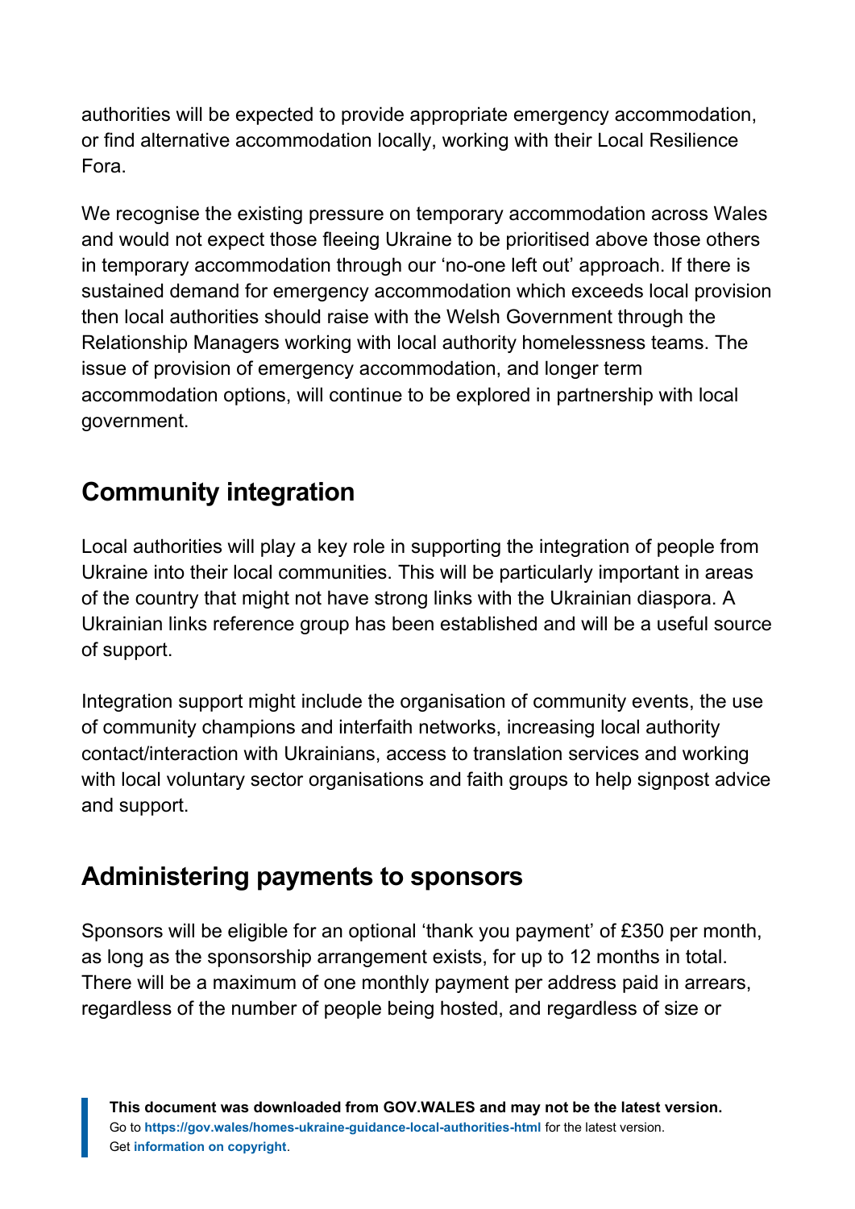authorities will be expected to provide appropriate emergency accommodation, or find alternative accommodation locally, working with their Local Resilience Fora.

We recognise the existing pressure on temporary accommodation across Wales and would not expect those fleeing Ukraine to be prioritised above those others in temporary accommodation through our 'no-one left out' approach. If there is sustained demand for emergency accommodation which exceeds local provision then local authorities should raise with the Welsh Government through the Relationship Managers working with local authority homelessness teams. The issue of provision of emergency accommodation, and longer term accommodation options, will continue to be explored in partnership with local government.

## Community integration

Local authorities will play a key role in supporting the integration of people from Ukraine into their local communities. This will be particularly important in areas of the country that might not have strong links with the Ukrainian diaspora. A Ukrainian links reference group has been established and will be a useful source of support.

Integration support might include the organisation of community events, the use of community champions and interfaith networks, increasing local authority contact/interaction with Ukrainians, access to translation services and working with local voluntary sector organisations and faith groups to help signpost advice and support.

## Administering payments to sponsors

Sponsors will be eligible for an optional 'thank you payment' of £350 per month, as long as the sponsorship arrangement exists, for up to 12 months in total. There will be a maximum of one monthly payment per address paid in arrears, regardless of the number of people being hosted, and regardless of size or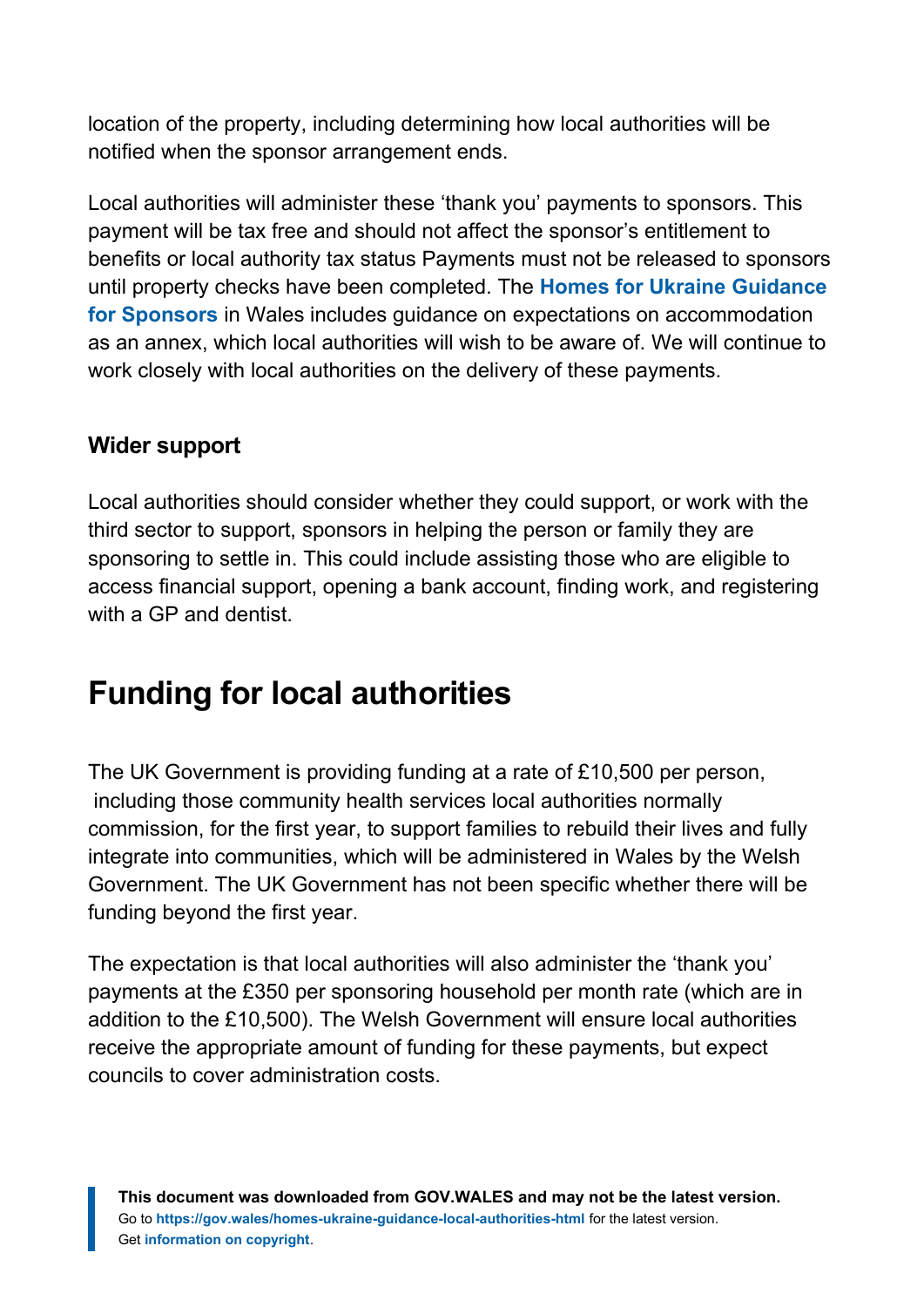location of the property, including determining how local authorities will be notified when the sponsor arrangement ends.

Local authorities will administer these 'thank you' payments to sponsors. This payment will be tax free and should not affect the sponsor's entitlement to benefits or local authority tax status Payments must not be released to sponsors until property checks have been completed. The **Homes for Ukraine Guidance for Sponsors** in Wales includes guidance on expectations on accommodation as an annex, which local authorities will wish to be aware of. We will continue to work closely with local authorities on the delivery of these payments.

### Wider support

Local authorities should consider whether they could support, or work with the third sector to support, sponsors in helping the person or family they are sponsoring to settle in. This could include assisting those who are eligible to access financial support, opening a bank account, finding work, and registering with a GP and dentist.

## Funding for local authorities

The UK Government is providing funding at a rate of £10,500 per person, including those community health services local authorities normally commission, for the first year, to support families to rebuild their lives and fully integrate into communities, which will be administered in Wales by the Welsh Government. The UK Government has not been specific whether there will be funding beyond the first year.

The expectation is that local authorities will also administer the 'thank you' payments at the £350 per sponsoring household per month rate (which are in addition to the £10,500). The Welsh Government will ensure local authorities receive the appropriate amount of funding for these payments, but expect councils to cover administration costs.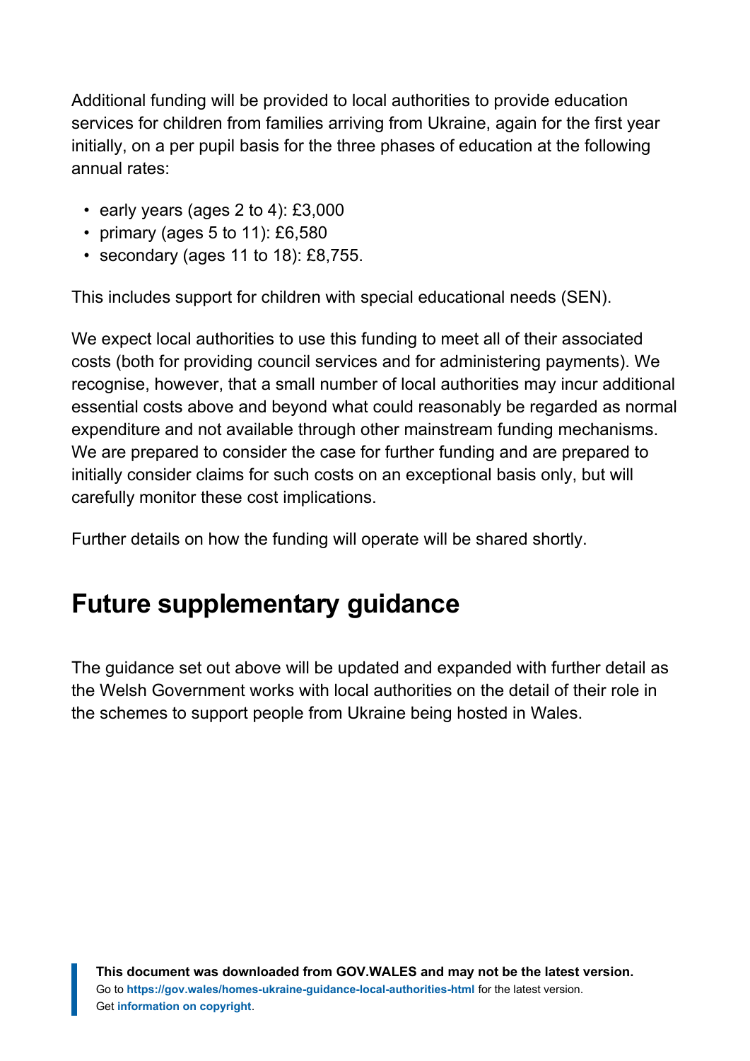Additional funding will be provided to local authorities to provide education services for children from families arriving from Ukraine, again for the first year initially, on a per pupil basis for the three phases of education at the following annual rates:

- early years (ages 2 to 4): £3,000
- primary (ages 5 to 11): £6,580
- secondary (ages 11 to 18): £8,755.

This includes support for children with special educational needs (SEN).

We expect local authorities to use this funding to meet all of their associated costs (both for providing council services and for administering payments). We recognise, however, that a small number of local authorities may incur additional essential costs above and beyond what could reasonably be regarded as normal expenditure and not available through other mainstream funding mechanisms. We are prepared to consider the case for further funding and are prepared to initially consider claims for such costs on an exceptional basis only, but will carefully monitor these cost implications.

Further details on how the funding will operate will be shared shortly.

## Future supplementary guidance

The guidance set out above will be updated and expanded with further detail as the Welsh Government works with local authorities on the detail of their role in the schemes to support people from Ukraine being hosted in Wales.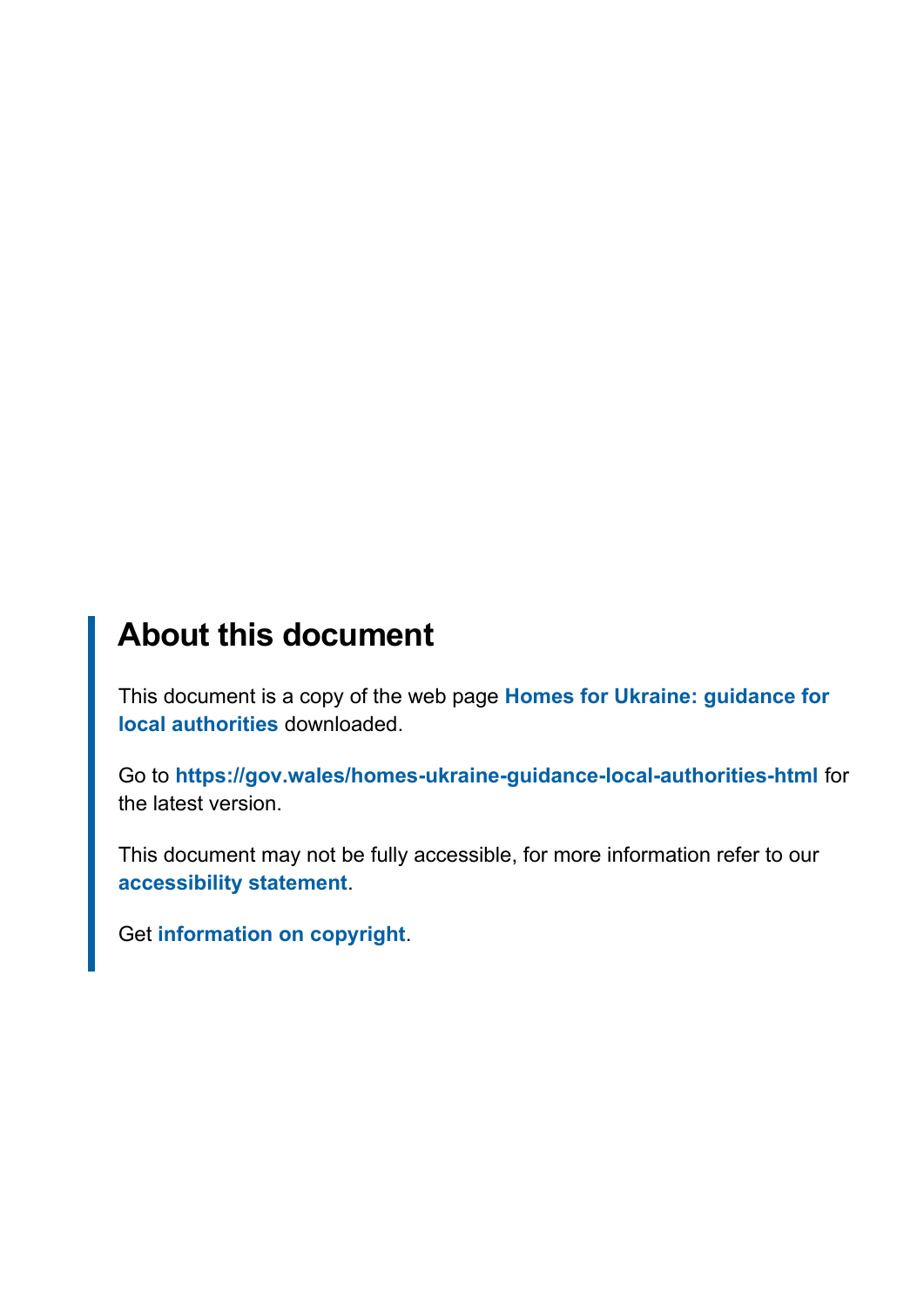## About this document

This document is a copy of the web page **Homes for Ukraine: guidance for local authorities** downloaded.

Go to **https://gov.wales/homes-ukraine-guidance-local-authorities-html** for the latest version.

This document may not be fully accessible, for more information refer to our **accessibility statement**.

Get **information on copyright**.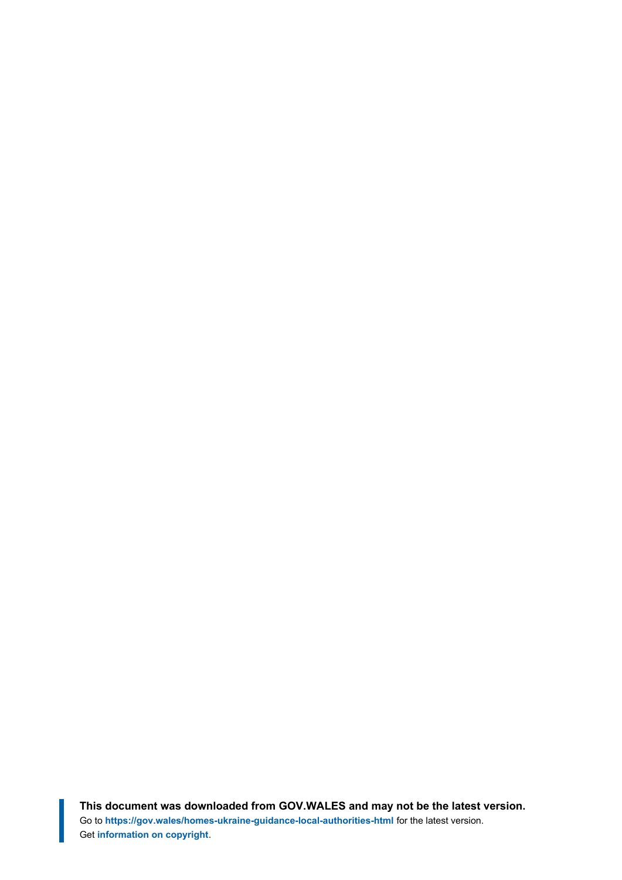**This document was downloaded from GOV.WALES and may not be the latest version.**
Go to **https://gov.wales/homes-ukraine-guidance-local-authorities-html** for the latest version.
Get **information on copyright**.